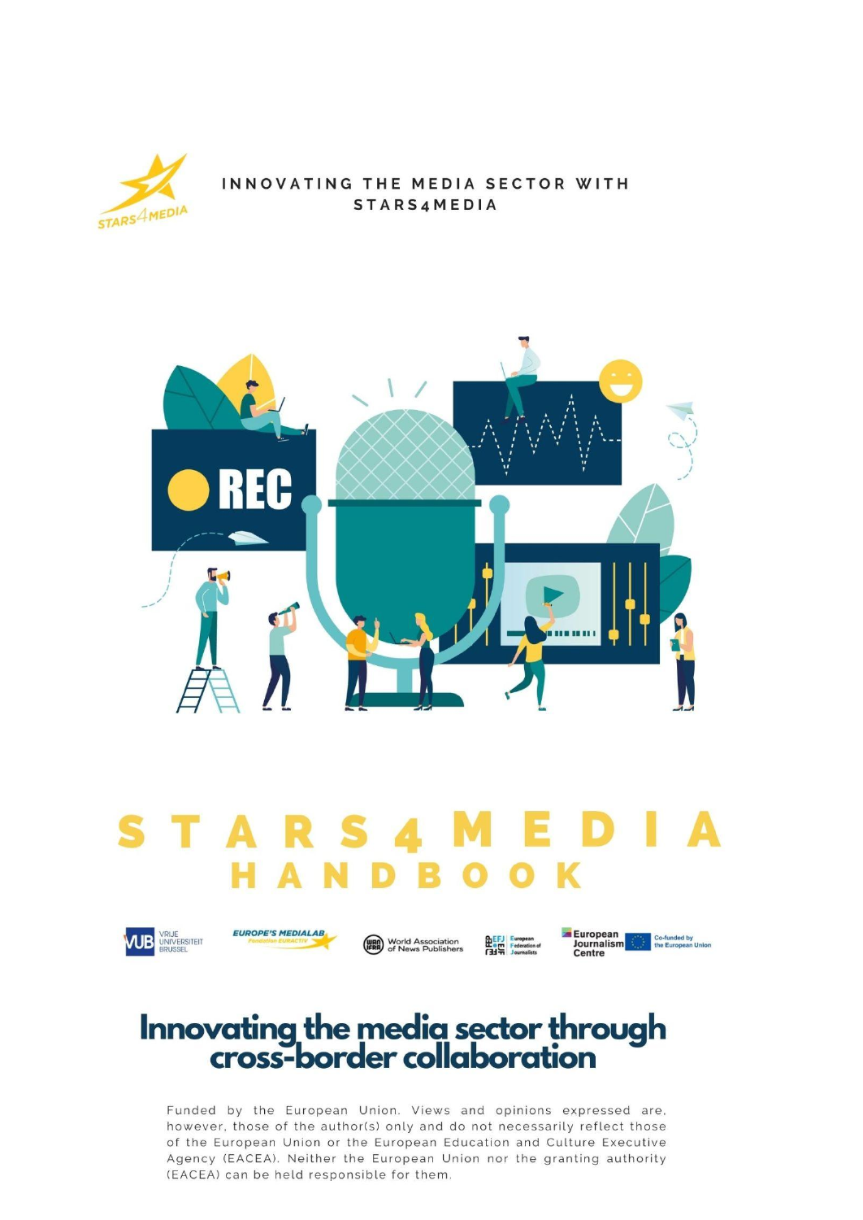INNOVATING THE MEDIA SECTOR WITH STARS4MEDIA

# STARS4MEDIA HANDBOOK

VUB Vrije Universiteit Brussel | Europe's MediaLab Fondation EURACTIV | World Association of News Publishers | European Federation of Journalists | European Journalism Centre | Co-funded by the European Union

## Innovating the media sector through cross-border collaboration

Funded by the European Union. Views and opinions expressed are, however, those of the author(s) only and do not necessarily reflect those of the European Union or the European Education and Culture Executive Agency (EACEA). Neither the European Union nor the granting authority (EACEA) can be held responsible for them.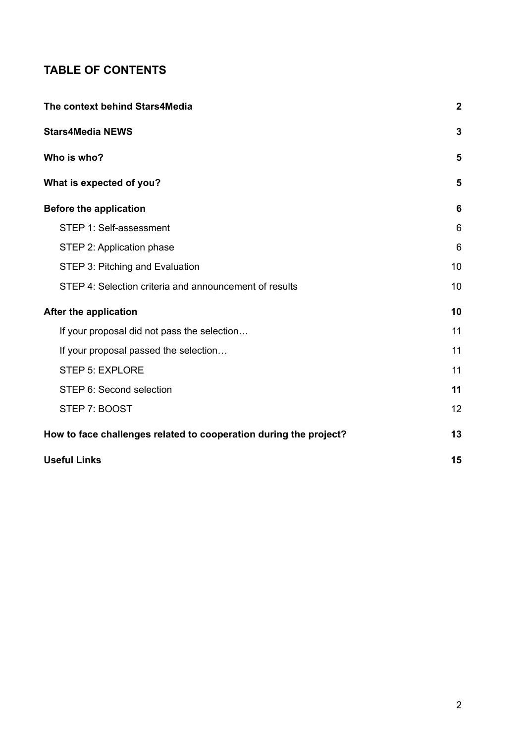## TABLE OF CONTENTS

| | |
|---|---|
| **The context behind Stars4Media** | **2** |
| **Stars4Media NEWS** | **3** |
| **Who is who?** | **5** |
| **What is expected of you?** | **5** |
| **Before the application** | **6** |
| STEP 1: Self-assessment | 6 |
| STEP 2: Application phase | 6 |
| STEP 3: Pitching and Evaluation | 10 |
| STEP 4: Selection criteria and announcement of results | 10 |
| **After the application** | **10** |
| If your proposal did not pass the selection… | 11 |
| If your proposal passed the selection… | 11 |
| STEP 5: EXPLORE | 11 |
| STEP 6: Second selection | **11** |
| STEP 7: BOOST | 12 |
| **How to face challenges related to cooperation during the project?** | **13** |
| **Useful Links** | **15** |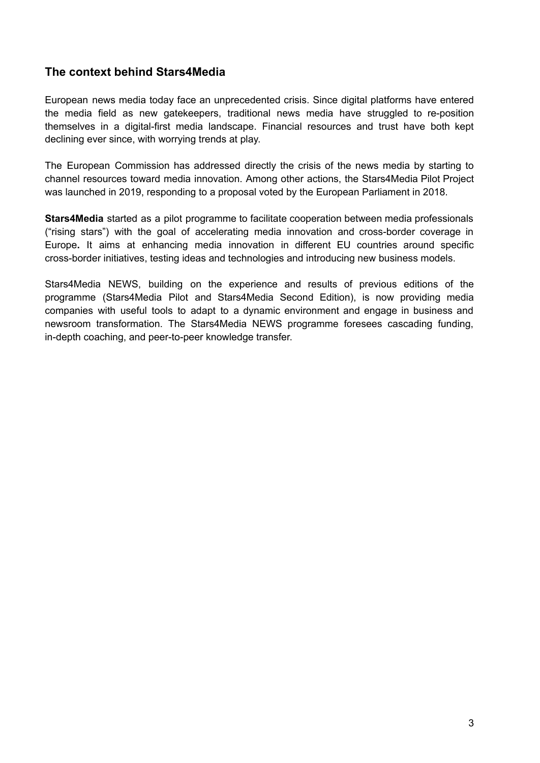## The context behind Stars4Media

European news media today face an unprecedented crisis. Since digital platforms have entered the media field as new gatekeepers, traditional news media have struggled to re-position themselves in a digital-first media landscape. Financial resources and trust have both kept declining ever since, with worrying trends at play.

The European Commission has addressed directly the crisis of the news media by starting to channel resources toward media innovation. Among other actions, the Stars4Media Pilot Project was launched in 2019, responding to a proposal voted by the European Parliament in 2018.

**Stars4Media** started as a pilot programme to facilitate cooperation between media professionals ("rising stars") with the goal of accelerating media innovation and cross-border coverage in Europe**.** It aims at enhancing media innovation in different EU countries around specific cross-border initiatives, testing ideas and technologies and introducing new business models.

Stars4Media NEWS, building on the experience and results of previous editions of the programme (Stars4Media Pilot and Stars4Media Second Edition), is now providing media companies with useful tools to adapt to a dynamic environment and engage in business and newsroom transformation. The Stars4Media NEWS programme foresees cascading funding, in-depth coaching, and peer-to-peer knowledge transfer.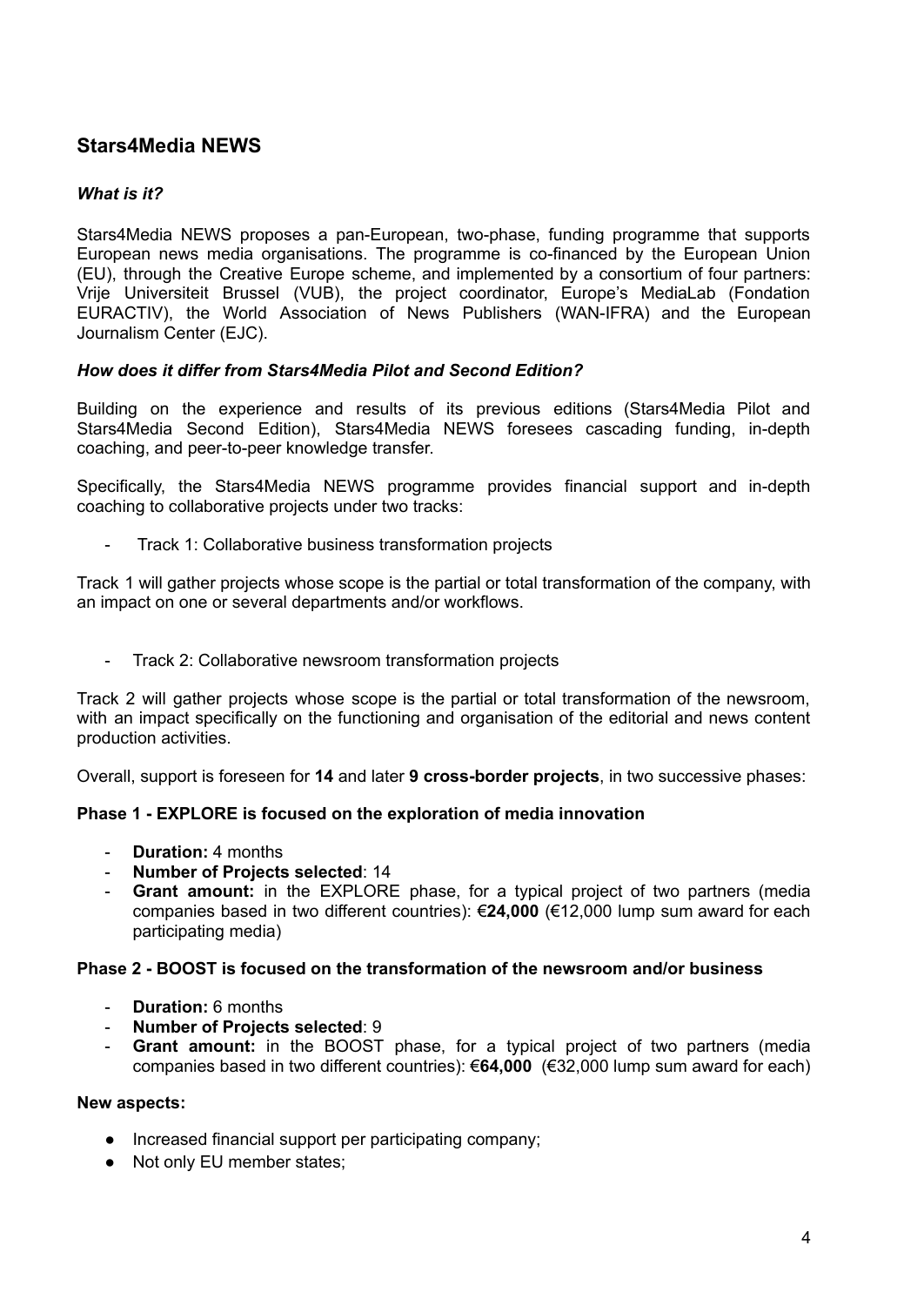## Stars4Media NEWS

### *What is it?*

Stars4Media NEWS proposes a pan-European, two-phase, funding programme that supports European news media organisations. The programme is co-financed by the European Union (EU), through the Creative Europe scheme, and implemented by a consortium of four partners: Vrije Universiteit Brussel (VUB), the project coordinator, Europe's MediaLab (Fondation EURACTIV), the World Association of News Publishers (WAN-IFRA) and the European Journalism Center (EJC).

### *How does it differ from Stars4Media Pilot and Second Edition?*

Building on the experience and results of its previous editions (Stars4Media Pilot and Stars4Media Second Edition), Stars4Media NEWS foresees cascading funding, in-depth coaching, and peer-to-peer knowledge transfer.

Specifically, the Stars4Media NEWS programme provides financial support and in-depth coaching to collaborative projects under two tracks:

- Track 1: Collaborative business transformation projects

Track 1 will gather projects whose scope is the partial or total transformation of the company, with an impact on one or several departments and/or workflows.

- Track 2: Collaborative newsroom transformation projects

Track 2 will gather projects whose scope is the partial or total transformation of the newsroom, with an impact specifically on the functioning and organisation of the editorial and news content production activities.

Overall, support is foreseen for **14** and later **9 cross-border projects**, in two successive phases:

**Phase 1 - EXPLORE is focused on the exploration of media innovation**

- **Duration:** 4 months
- **Number of Projects selected**: 14
- **Grant amount:** in the EXPLORE phase, for a typical project of two partners (media companies based in two different countries): €**24,000** (€12,000 lump sum award for each participating media)

**Phase 2 - BOOST is focused on the transformation of the newsroom and/or business**

- **Duration:** 6 months
- **Number of Projects selected**: 9
- **Grant amount:** in the BOOST phase, for a typical project of two partners (media companies based in two different countries): €**64,000** (€32,000 lump sum award for each)

**New aspects:**

- Increased financial support per participating company;
- Not only EU member states;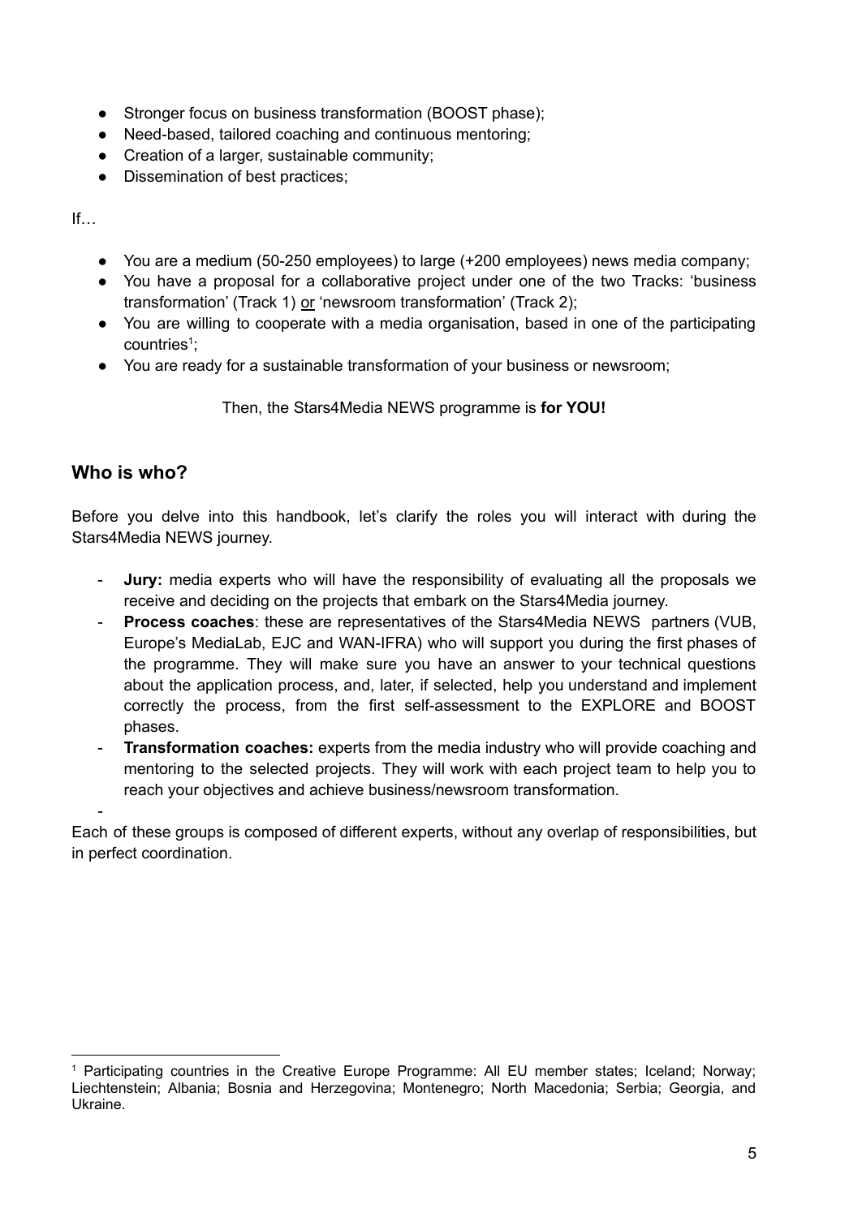- Stronger focus on business transformation (BOOST phase);
- Need-based, tailored coaching and continuous mentoring;
- Creation of a larger, sustainable community;
- Dissemination of best practices;

If…

- You are a medium (50-250 employees) to large (+200 employees) news media company;
- You have a proposal for a collaborative project under one of the two Tracks: 'business transformation' (Track 1) <u>or</u> 'newsroom transformation' (Track 2);
- You are willing to cooperate with a media organisation, based in one of the participating countries[1];
- You are ready for a sustainable transformation of your business or newsroom;

Then, the Stars4Media NEWS programme is **for YOU!**

## Who is who?

Before you delve into this handbook, let's clarify the roles you will interact with during the Stars4Media NEWS journey.

- **Jury:** media experts who will have the responsibility of evaluating all the proposals we receive and deciding on the projects that embark on the Stars4Media journey.
- **Process coaches**: these are representatives of the Stars4Media NEWS partners (VUB, Europe's MediaLab, EJC and WAN-IFRA) who will support you during the first phases of the programme. They will make sure you have an answer to your technical questions about the application process, and, later, if selected, help you understand and implement correctly the process, from the first self-assessment to the EXPLORE and BOOST phases.
- **Transformation coaches:** experts from the media industry who will provide coaching and mentoring to the selected projects. They will work with each project team to help you to reach your objectives and achieve business/newsroom transformation.
-

Each of these groups is composed of different experts, without any overlap of responsibilities, but in perfect coordination.

---

[1] Participating countries in the Creative Europe Programme: All EU member states; Iceland; Norway; Liechtenstein; Albania; Bosnia and Herzegovina; Montenegro; North Macedonia; Serbia; Georgia, and Ukraine.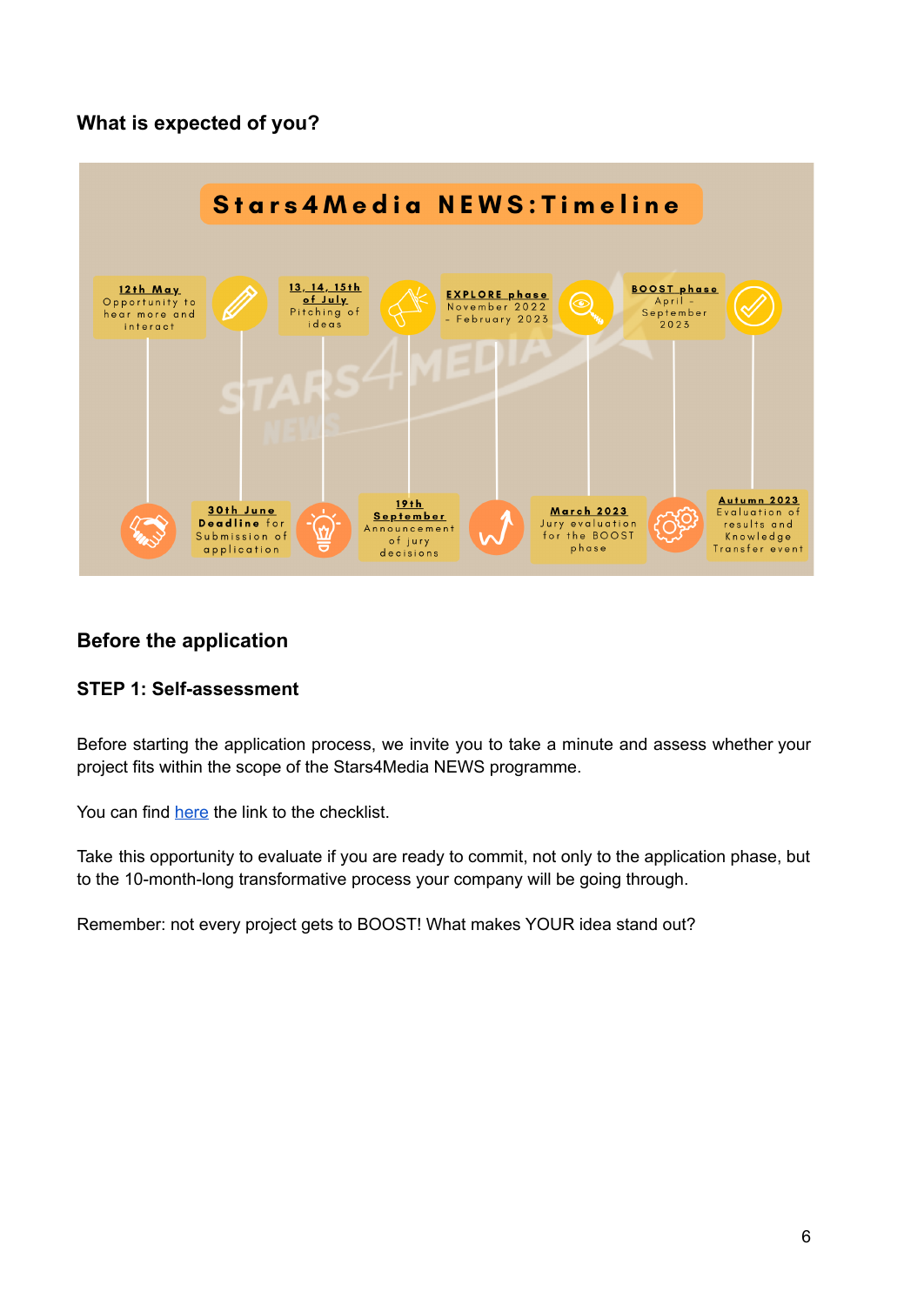## What is expected of you?

**Stars4Media NEWS:Timeline**

- **12th May** Opportunity to hear more and interact
- **30th June** **Deadline** for Submission of application
- **13, 14, 15th of July** Pitching of ideas
- **19th September** Announcement of jury decisions
- **EXPLORE phase** November 2022 - February 2023
- **March 2023** Jury evaluation for the BOOST phase
- **BOOST phase** April - September 2023
- **Autumn 2023** Evaluation of results and Knowledge Transfer event

## Before the application

### STEP 1: Self-assessment

Before starting the application process, we invite you to take a minute and assess whether your project fits within the scope of the Stars4Media NEWS programme.

You can find here the link to the checklist.

Take this opportunity to evaluate if you are ready to commit, not only to the application phase, but to the 10-month-long transformative process your company will be going through.

Remember: not every project gets to BOOST! What makes YOUR idea stand out?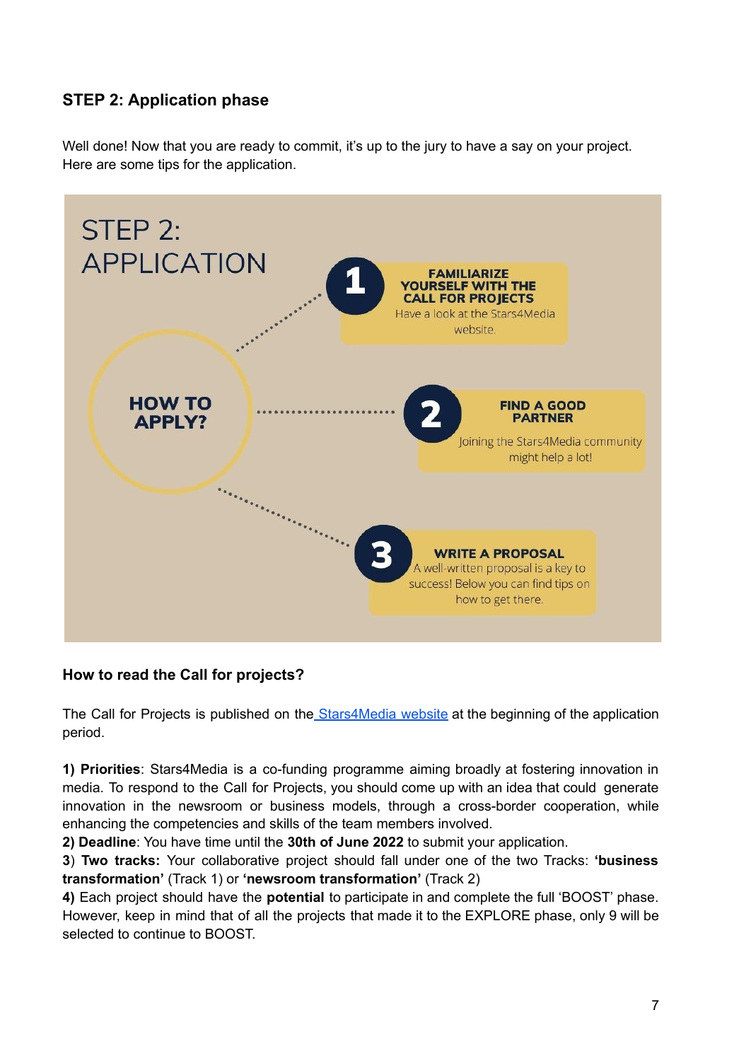### STEP 2: Application phase

Well done! Now that you are ready to commit, it's up to the jury to have a say on your project. Here are some tips for the application.

STEP 2: APPLICATION

HOW TO APPLY?

1. **FAMILIARIZE YOURSELF WITH THE CALL FOR PROJECTS** Have a look at the Stars4Media website.
2. **FIND A GOOD PARTNER** Joining the Stars4Media community might help a lot!
3. **WRITE A PROPOSAL** A well-written proposal is a key to success! Below you can find tips on how to get there.

### How to read the Call for projects?

The Call for Projects is published on the [Stars4Media website](#) at the beginning of the application period.

**1) Priorities**: Stars4Media is a co-funding programme aiming broadly at fostering innovation in media. To respond to the Call for Projects, you should come up with an idea that could generate innovation in the newsroom or business models, through a cross-border cooperation, while enhancing the competencies and skills of the team members involved.
**2) Deadline**: You have time until the **30th of June 2022** to submit your application.
**3**) **Two tracks:** Your collaborative project should fall under one of the two Tracks: **'business transformation'** (Track 1) or **'newsroom transformation'** (Track 2)
**4)** Each project should have the **potential** to participate in and complete the full 'BOOST' phase. However, keep in mind that of all the projects that made it to the EXPLORE phase, only 9 will be selected to continue to BOOST.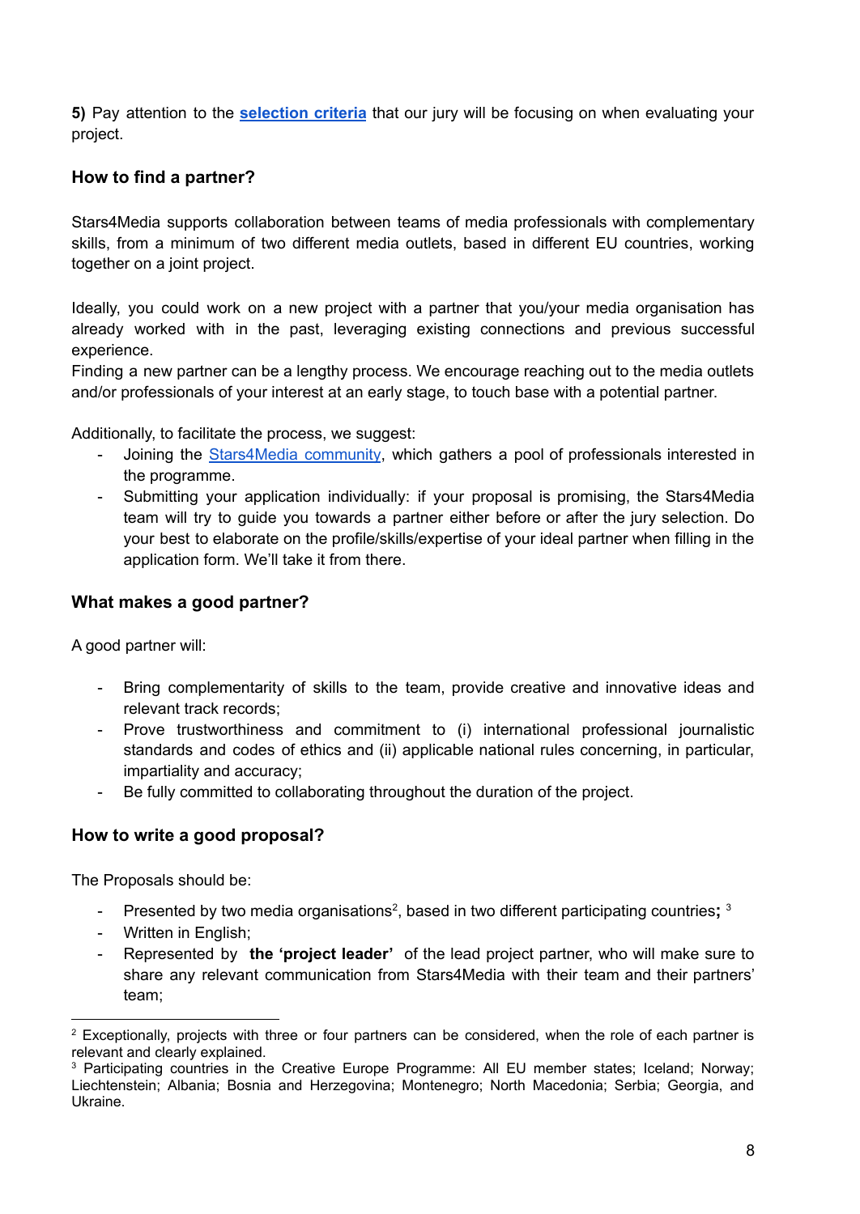**5)** Pay attention to the **[selection criteria](selection criteria)** that our jury will be focusing on when evaluating your project.

### How to find a partner?

Stars4Media supports collaboration between teams of media professionals with complementary skills, from a minimum of two different media outlets, based in different EU countries, working together on a joint project.

Ideally, you could work on a new project with a partner that you/your media organisation has already worked with in the past, leveraging existing connections and previous successful experience.

Finding a new partner can be a lengthy process. We encourage reaching out to the media outlets and/or professionals of your interest at an early stage, to touch base with a potential partner.

Additionally, to facilitate the process, we suggest:

- Joining the Stars4Media community, which gathers a pool of professionals interested in the programme.
- Submitting your application individually: if your proposal is promising, the Stars4Media team will try to guide you towards a partner either before or after the jury selection. Do your best to elaborate on the profile/skills/expertise of your ideal partner when filling in the application form. We'll take it from there.

### What makes a good partner?

A good partner will:

- Bring complementarity of skills to the team, provide creative and innovative ideas and relevant track records;
- Prove trustworthiness and commitment to (i) international professional journalistic standards and codes of ethics and (ii) applicable national rules concerning, in particular, impartiality and accuracy;
- Be fully committed to collaborating throughout the duration of the project.

### How to write a good proposal?

The Proposals should be:

- Presented by two media organisations[2], based in two different participating countries**;** [3]
- Written in English;
- Represented by **the 'project leader'** of the lead project partner, who will make sure to share any relevant communication from Stars4Media with their team and their partners' team;

---

[2] Exceptionally, projects with three or four partners can be considered, when the role of each partner is relevant and clearly explained.

[3] Participating countries in the Creative Europe Programme: All EU member states; Iceland; Norway; Liechtenstein; Albania; Bosnia and Herzegovina; Montenegro; North Macedonia; Serbia; Georgia, and Ukraine.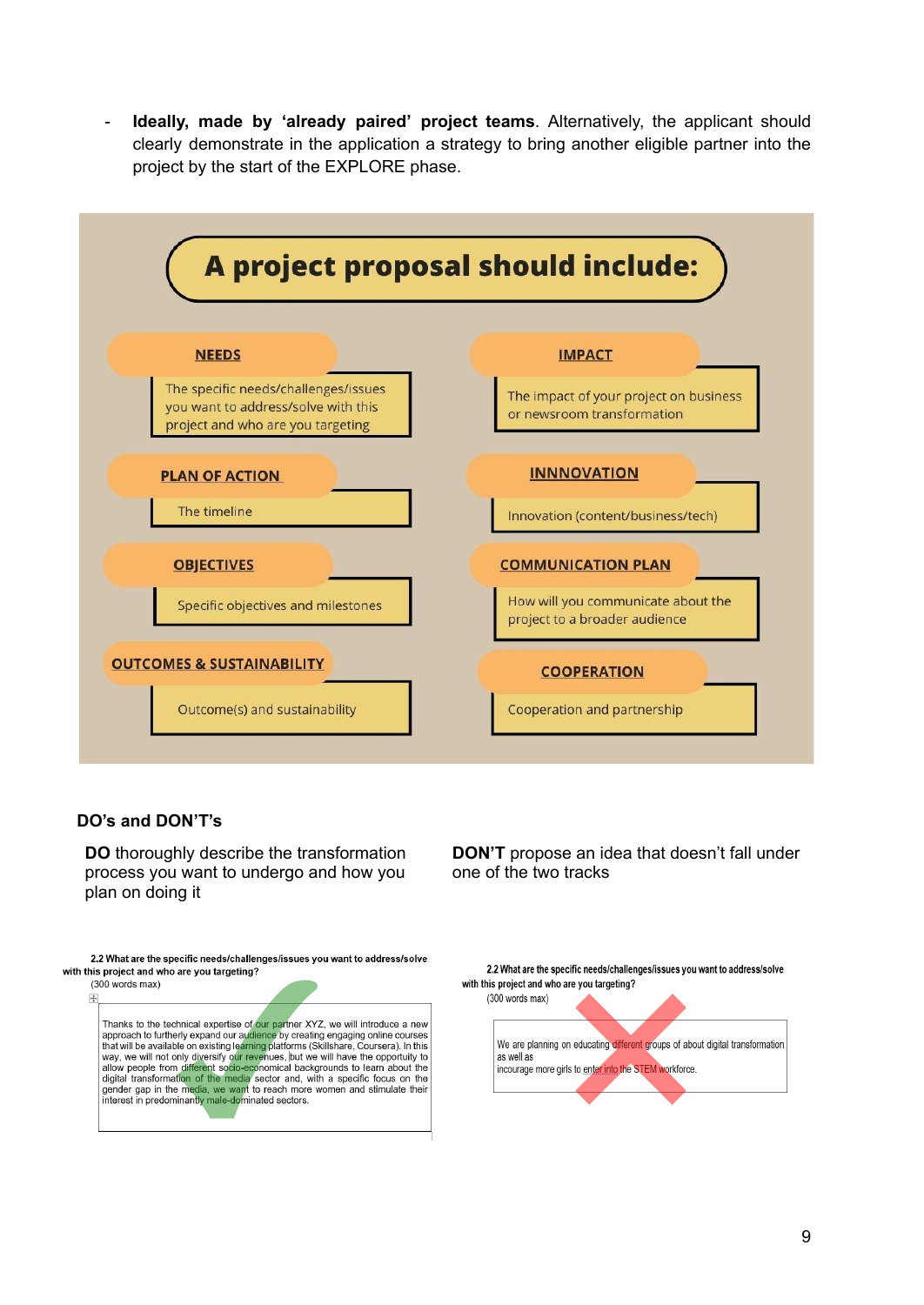- **Ideally, made by 'already paired' project teams**. Alternatively, the applicant should clearly demonstrate in the application a strategy to bring another eligible partner into the project by the start of the EXPLORE phase.

## A project proposal should include:

**NEEDS**
The specific needs/challenges/issues you want to address/solve with this project and who are you targeting

**IMPACT**
The impact of your project on business or newsroom transformation

**PLAN OF ACTION**
The timeline

**INNNOVATION**
Innovation (content/business/tech)

**OBJECTIVES**
Specific objectives and milestones

**COMMUNICATION PLAN**
How will you communicate about the project to a broader audience

**OUTCOMES & SUSTAINABILITY**
Outcome(s) and sustainability

**COOPERATION**
Cooperation and partnership

### DO's and DON'T's

**DO** thoroughly describe the transformation process you want to undergo and how you plan on doing it

**DON'T** propose an idea that doesn't fall under one of the two tracks

**2.2 What are the specific needs/challenges/issues you want to address/solve with this project and who are you targeting?**
(300 words max)

Thanks to the technical expertise of our partner XYZ, we will introduce a new approach to furtherly expand our audience by creating engaging online courses that will be available on existing learning platforms (Skillshare, Coursera). In this way, we will not only diversify our revenues, but we will have the opportunity to allow people from different socio-economical backgrounds to learn about the digital transformation of the media sector and, with a specific focus on the gender gap in the media, we want to reach more women and stimulate their interest in predominantly male-dominated sectors.

**2.2 What are the specific needs/challenges/issues you want to address/solve with this project and who are you targeting?**
(300 words max)

We are planning on educating different groups of about digital transformation as well as
incourage more girls to enter into the STEM workforce.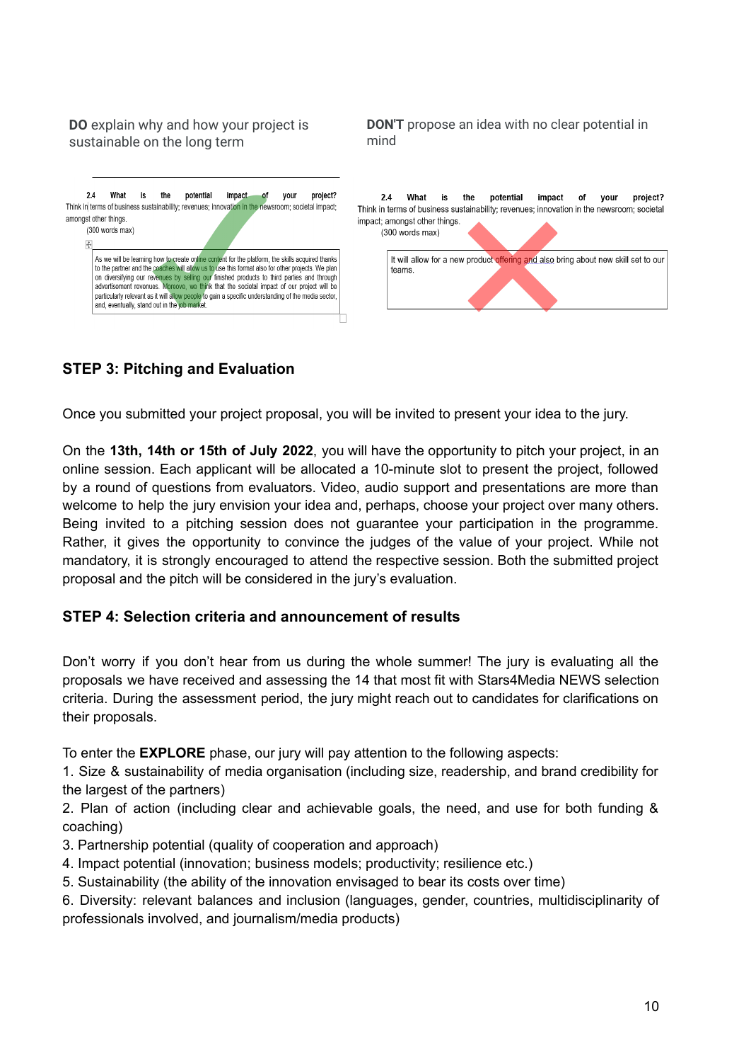**DO** explain why and how your project is sustainable on the long term

2.4 What is the potential impact of your project?
Think in terms of business sustainability; revenues; innovation in the newsroom; societal impact; amongst other things.
(300 words max)

As we will be learning how to create online content for the platform, the skills acquired thanks to the partner and the coaches will allow us to use this format also for other projects. We plan on diversifying our revenues by selling our finished products to third parties and through advertisement revenues. Moreove, we think that the societal impact of our project will be particularly relevant as it will allow people to gain a specific understanding of the media sector, and, eventually, stand out in the job market.

**DON'T** propose an idea with no clear potential in mind

2.4 What is the potential impact of your project?
Think in terms of business sustainability; revenues; innovation in the newsroom; societal impact; amongst other things.
(300 words max)

It will allow for a new product offering and also bring about new skill set to our teams.

### STEP 3: Pitching and Evaluation

Once you submitted your project proposal, you will be invited to present your idea to the jury.

On the **13th, 14th or 15th of July 2022**, you will have the opportunity to pitch your project, in an online session. Each applicant will be allocated a 10-minute slot to present the project, followed by a round of questions from evaluators. Video, audio support and presentations are more than welcome to help the jury envision your idea and, perhaps, choose your project over many others. Being invited to a pitching session does not guarantee your participation in the programme. Rather, it gives the opportunity to convince the judges of the value of your project. While not mandatory, it is strongly encouraged to attend the respective session. Both the submitted project proposal and the pitch will be considered in the jury's evaluation.

### STEP 4: Selection criteria and announcement of results

Don't worry if you don't hear from us during the whole summer! The jury is evaluating all the proposals we have received and assessing the 14 that most fit with Stars4Media NEWS selection criteria. During the assessment period, the jury might reach out to candidates for clarifications on their proposals.

To enter the **EXPLORE** phase, our jury will pay attention to the following aspects:
1. Size & sustainability of media organisation (including size, readership, and brand credibility for the largest of the partners)
2. Plan of action (including clear and achievable goals, the need, and use for both funding & coaching)
3. Partnership potential (quality of cooperation and approach)
4. Impact potential (innovation; business models; productivity; resilience etc.)
5. Sustainability (the ability of the innovation envisaged to bear its costs over time)
6. Diversity: relevant balances and inclusion (languages, gender, countries, multidisciplinarity of professionals involved, and journalism/media products)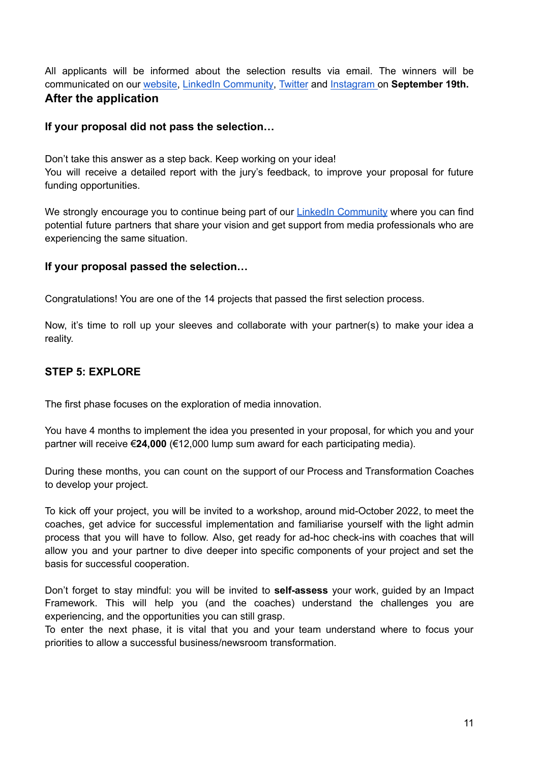All applicants will be informed about the selection results via email. The winners will be communicated on our website, LinkedIn Community, Twitter and Instagram on **September 19th.**

## After the application

### If your proposal did not pass the selection…

Don't take this answer as a step back. Keep working on your idea!
You will receive a detailed report with the jury's feedback, to improve your proposal for future funding opportunities.

We strongly encourage you to continue being part of our LinkedIn Community where you can find potential future partners that share your vision and get support from media professionals who are experiencing the same situation.

### If your proposal passed the selection…

Congratulations! You are one of the 14 projects that passed the first selection process.

Now, it's time to roll up your sleeves and collaborate with your partner(s) to make your idea a reality.

### STEP 5: EXPLORE

The first phase focuses on the exploration of media innovation.

You have 4 months to implement the idea you presented in your proposal, for which you and your partner will receive €**24,000** (€12,000 lump sum award for each participating media).

During these months, you can count on the support of our Process and Transformation Coaches to develop your project.

To kick off your project, you will be invited to a workshop, around mid-October 2022, to meet the coaches, get advice for successful implementation and familiarise yourself with the light admin process that you will have to follow. Also, get ready for ad-hoc check-ins with coaches that will allow you and your partner to dive deeper into specific components of your project and set the basis for successful cooperation.

Don't forget to stay mindful: you will be invited to **self-assess** your work, guided by an Impact Framework. This will help you (and the coaches) understand the challenges you are experiencing, and the opportunities you can still grasp.
To enter the next phase, it is vital that you and your team understand where to focus your priorities to allow a successful business/newsroom transformation.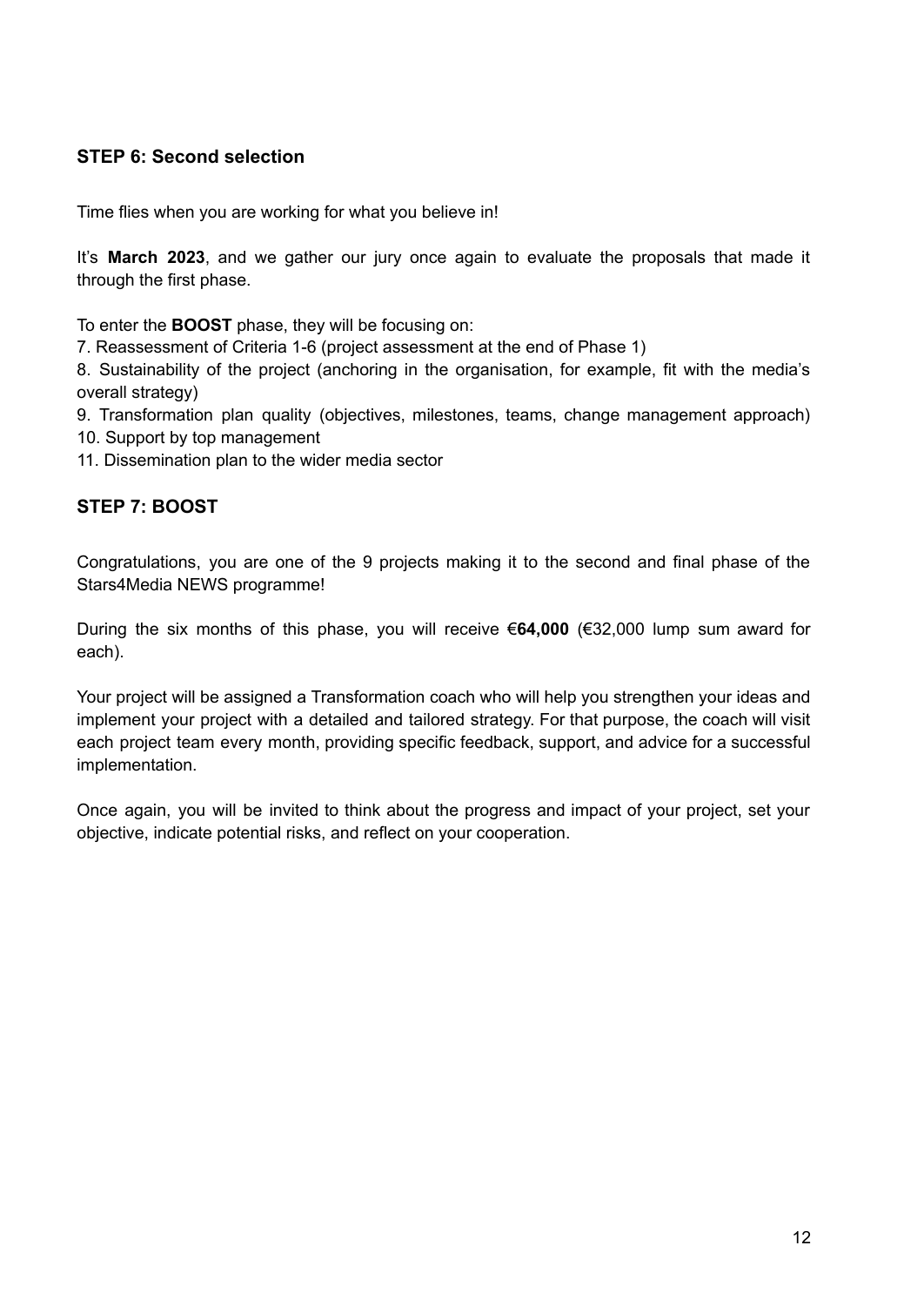### STEP 6: Second selection

Time flies when you are working for what you believe in!

It's **March 2023**, and we gather our jury once again to evaluate the proposals that made it through the first phase.

To enter the **BOOST** phase, they will be focusing on:

7. Reassessment of Criteria 1-6 (project assessment at the end of Phase 1)
8. Sustainability of the project (anchoring in the organisation, for example, fit with the media's overall strategy)
9. Transformation plan quality (objectives, milestones, teams, change management approach)
10. Support by top management
11. Dissemination plan to the wider media sector

### STEP 7: BOOST

Congratulations, you are one of the 9 projects making it to the second and final phase of the Stars4Media NEWS programme!

During the six months of this phase, you will receive €**64,000** (€32,000 lump sum award for each).

Your project will be assigned a Transformation coach who will help you strengthen your ideas and implement your project with a detailed and tailored strategy. For that purpose, the coach will visit each project team every month, providing specific feedback, support, and advice for a successful implementation.

Once again, you will be invited to think about the progress and impact of your project, set your objective, indicate potential risks, and reflect on your cooperation.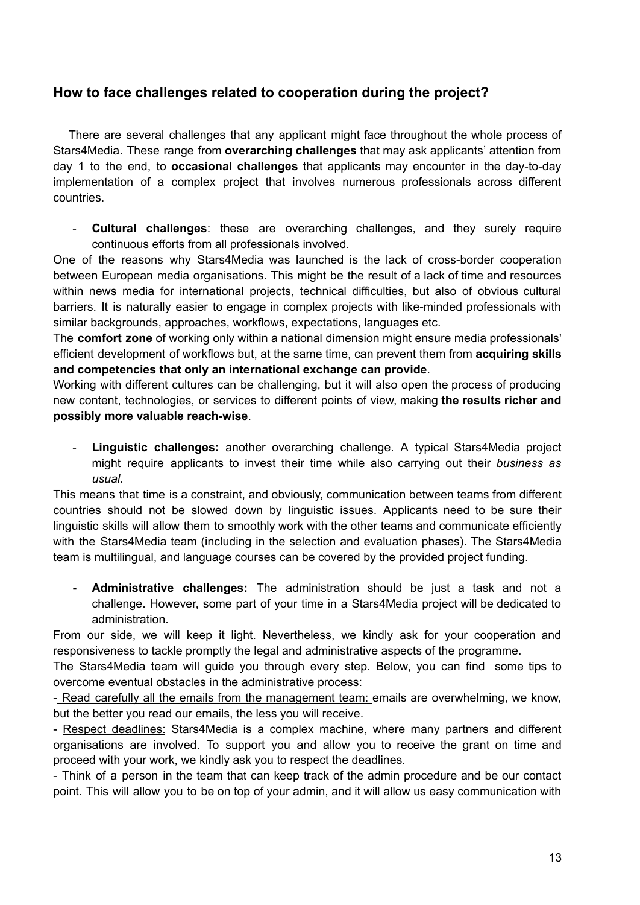## How to face challenges related to cooperation during the project?

There are several challenges that any applicant might face throughout the whole process of Stars4Media. These range from **overarching challenges** that may ask applicants' attention from day 1 to the end, to **occasional challenges** that applicants may encounter in the day-to-day implementation of a complex project that involves numerous professionals across different countries.

- **Cultural challenges**: these are overarching challenges, and they surely require continuous efforts from all professionals involved.

One of the reasons why Stars4Media was launched is the lack of cross-border cooperation between European media organisations. This might be the result of a lack of time and resources within news media for international projects, technical difficulties, but also of obvious cultural barriers. It is naturally easier to engage in complex projects with like-minded professionals with similar backgrounds, approaches, workflows, expectations, languages etc.

The **comfort zone** of working only within a national dimension might ensure media professionals' efficient development of workflows but, at the same time, can prevent them from **acquiring skills and competencies that only an international exchange can provide**.

Working with different cultures can be challenging, but it will also open the process of producing new content, technologies, or services to different points of view, making **the results richer and possibly more valuable reach-wise**.

- **Linguistic challenges:** another overarching challenge. A typical Stars4Media project might require applicants to invest their time while also carrying out their *business as usual*.

This means that time is a constraint, and obviously, communication between teams from different countries should not be slowed down by linguistic issues. Applicants need to be sure their linguistic skills will allow them to smoothly work with the other teams and communicate efficiently with the Stars4Media team (including in the selection and evaluation phases). The Stars4Media team is multilingual, and language courses can be covered by the provided project funding.

- **Administrative challenges:** The administration should be just a task and not a challenge. However, some part of your time in a Stars4Media project will be dedicated to administration.

From our side, we will keep it light. Nevertheless, we kindly ask for your cooperation and responsiveness to tackle promptly the legal and administrative aspects of the programme.

The Stars4Media team will guide you through every step. Below, you can find some tips to overcome eventual obstacles in the administrative process:

- Read carefully all the emails from the management team: emails are overwhelming, we know, but the better you read our emails, the less you will receive.

- Respect deadlines: Stars4Media is a complex machine, where many partners and different organisations are involved. To support you and allow you to receive the grant on time and proceed with your work, we kindly ask you to respect the deadlines.

- Think of a person in the team that can keep track of the admin procedure and be our contact point. This will allow you to be on top of your admin, and it will allow us easy communication with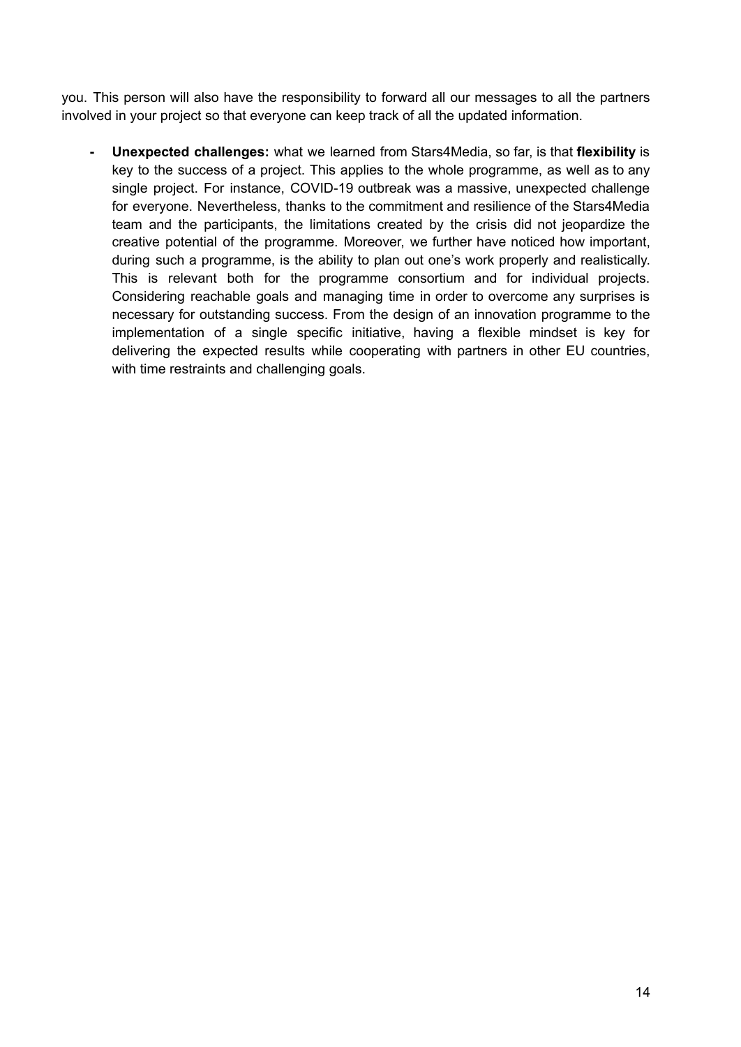you. This person will also have the responsibility to forward all our messages to all the partners involved in your project so that everyone can keep track of all the updated information.

- **Unexpected challenges:** what we learned from Stars4Media, so far, is that **flexibility** is key to the success of a project. This applies to the whole programme, as well as to any single project. For instance, COVID-19 outbreak was a massive, unexpected challenge for everyone. Nevertheless, thanks to the commitment and resilience of the Stars4Media team and the participants, the limitations created by the crisis did not jeopardize the creative potential of the programme. Moreover, we further have noticed how important, during such a programme, is the ability to plan out one's work properly and realistically. This is relevant both for the programme consortium and for individual projects. Considering reachable goals and managing time in order to overcome any surprises is necessary for outstanding success. From the design of an innovation programme to the implementation of a single specific initiative, having a flexible mindset is key for delivering the expected results while cooperating with partners in other EU countries, with time restraints and challenging goals.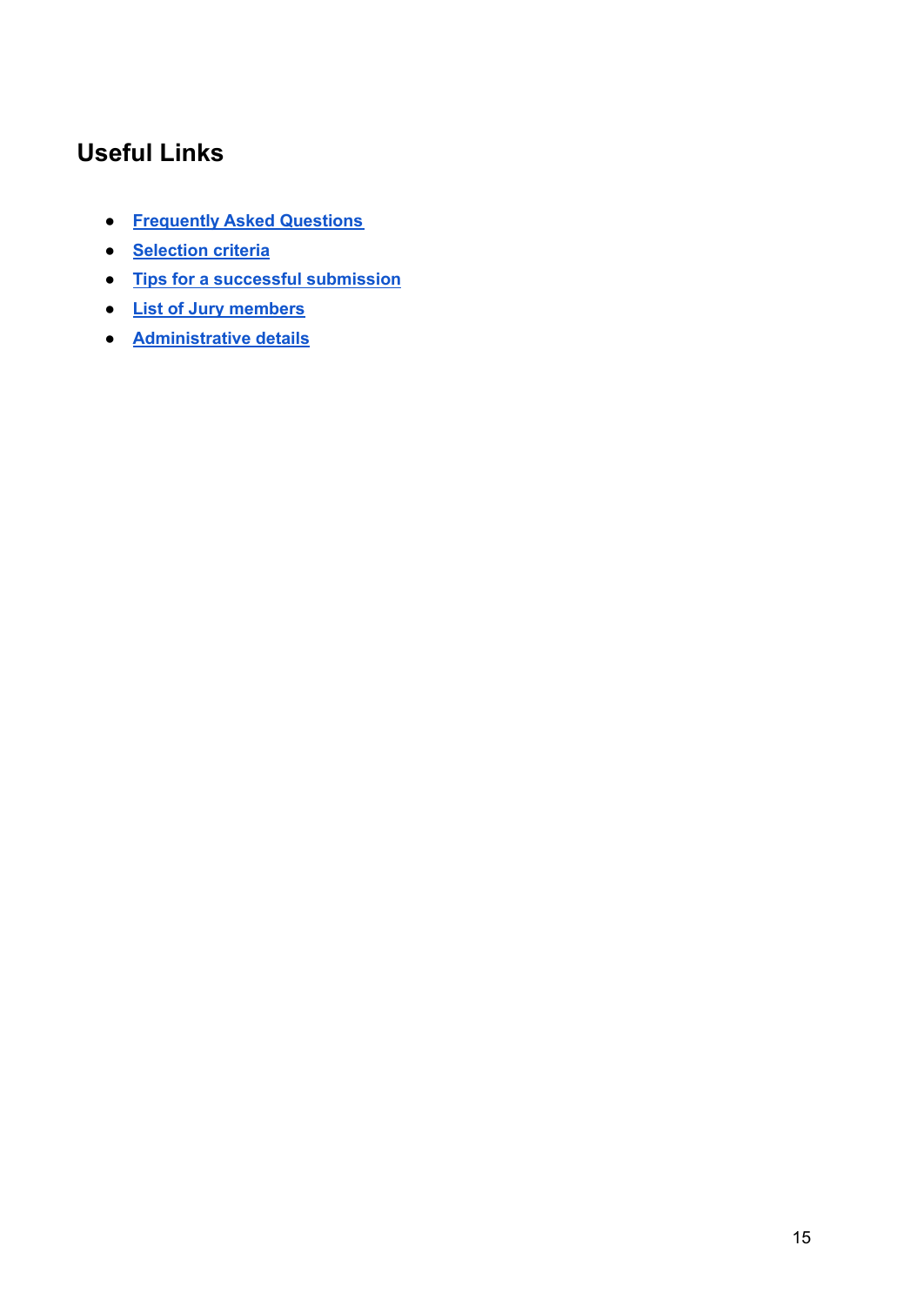## Useful Links

- Frequently Asked Questions
- Selection criteria
- Tips for a successful submission
- List of Jury members
- Administrative details